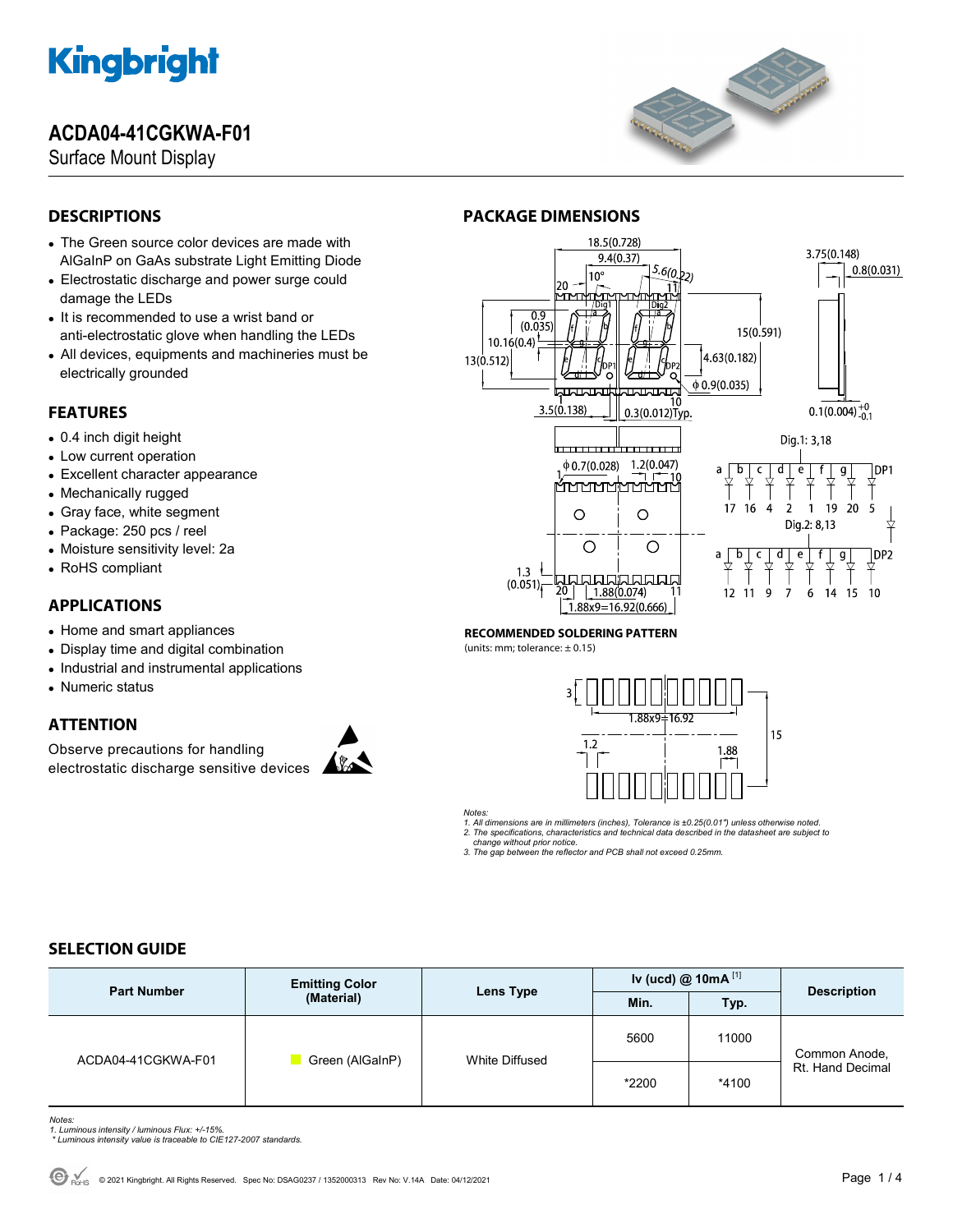# ACDA04-41CGKWA-F01

Surface Mount Display

## DESCRIPTIONS

- The Green source color devices are made with AlGaInP on GaAs substrate Light Emitting Diode
- Electrostatic discharge and power surge could damage the LEDs
- It is recommended to use a wrist band or anti-electrostatic glove when handling the LEDs
- All devices, equipments and machineries must be electrically grounded

## FEATURES

- 0.4 inch digit height
- Low current operation
- Excellent character appearance
- Mechanically rugged
- Gray face, white segment
- Package: 250 pcs / reel
- Moisture sensitivity level: 2a
- RoHS compliant

## APPLICATIONS

- Home and smart appliances
- Display time and digital combination
- Industrial and instrumental applications
- Numeric status

## ATTENTION

Observe precautions for handling electrostatic discharge sensitive devices

## PACKAGE DIMENSIONS

Dig.1: 3,18

| a | b | c | d | e | f | g | DP1 |
|---|---|---|---|---|---|---|---|
| 17 | 16 | 4 | 2 | 1 | 19 | 20 | 5 |

Dig.2: 8,13

| a | b | c | d | e | f | g | DP2 |
|---|---|---|---|---|---|---|---|
| 12 | 11 | 9 | 7 | 6 | 14 | 15 | 10 |

### RECOMMENDED SOLDERING PATTERN

(units: mm; tolerance: ± 0.15)

*Notes:*
*1. All dimensions are in millimeters (inches), Tolerance is ±0.25(0.01") unless otherwise noted.*
*2. The specifications, characteristics and technical data described in the datasheet are subject to change without prior notice.*
*3. The gap between the reflector and PCB shall not exceed 0.25mm.*

## SELECTION GUIDE

| Part Number | Emitting Color (Material) | Lens Type | Iv (ucd) @ 10mA [1] | | Description |
|---|---|---|---|---|---|
| | | | Min. | Typ. | |
| ACDA04-41CGKWA-F01 | Green (AlGaInP) | White Diffused | 5600 | 11000 | Common Anode, Rt. Hand Decimal |
| | | | *2200 | *4100 | |

*Notes:*
*1. Luminous intensity / luminous Flux: +/-15%.*
* *Luminous intensity value is traceable to CIE127-2007 standards.*

© 2021 Kingbright. All Rights Reserved. Spec No: DSAG0237 / 1352000313 Rev No: V.14A Date: 04/12/2021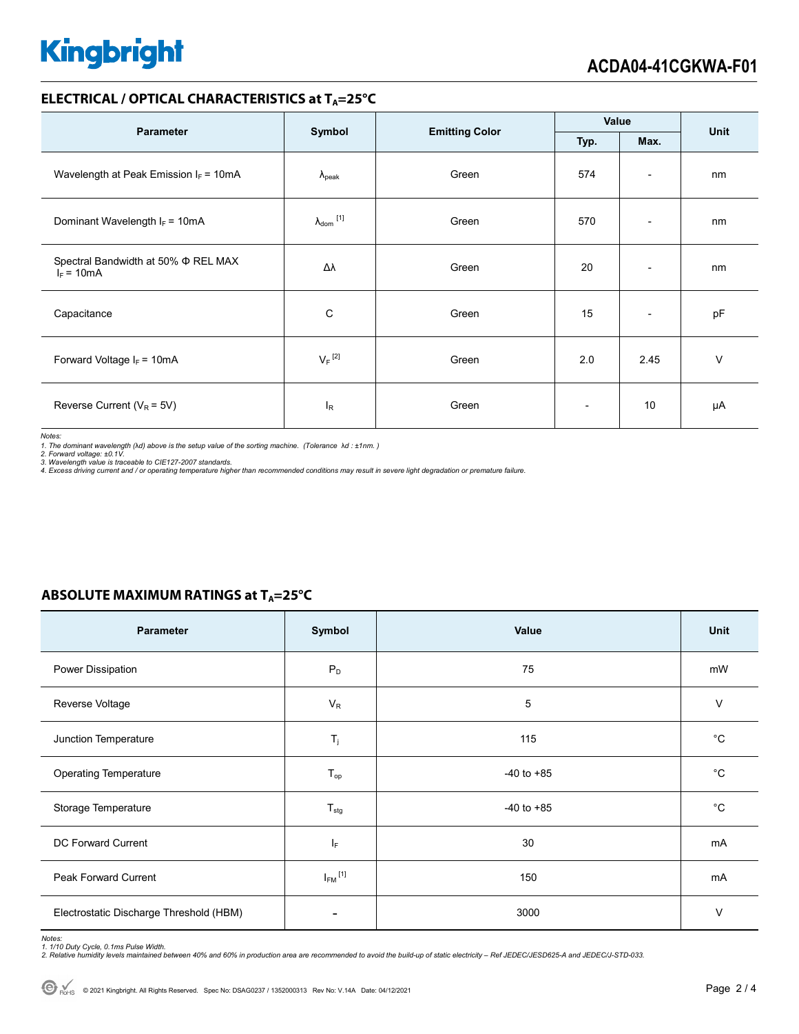## ELECTRICAL / OPTICAL CHARACTERISTICS at $T_A$=25°C

| Parameter | Symbol | Emitting Color | Value | | Unit |
|---|---|---|---|---|---|
| | | | Typ. | Max. | |
| Wavelength at Peak Emission $I_F$ = 10mA | $\lambda_{peak}$ | Green | 574 | - | nm |
| Dominant Wavelength $I_F$ = 10mA | $\lambda_{dom}$ [1] | Green | 570 | - | nm |
| Spectral Bandwidth at 50% Φ REL MAX $I_F$ = 10mA | Δλ | Green | 20 | - | nm |
| Capacitance | C | Green | 15 | - | pF |
| Forward Voltage $I_F$ = 10mA | $V_F$ [2] | Green | 2.0 | 2.45 | V |
| Reverse Current ($V_R$ = 5V) | $I_R$ | Green | - | 10 | μA |

*Notes:*
*1. The dominant wavelength (λd) above is the setup value of the sorting machine. (Tolerance λd : ±1nm. )*
*2. Forward voltage: ±0.1V.*
*3. Wavelength value is traceable to CIE127-2007 standards.*
*4. Excess driving current and / or operating temperature higher than recommended conditions may result in severe light degradation or premature failure.*

## ABSOLUTE MAXIMUM RATINGS at $T_A$=25°C

| Parameter | Symbol | Value | Unit |
|---|---|---|---|
| Power Dissipation | $P_D$ | 75 | mW |
| Reverse Voltage | $V_R$ | 5 | V |
| Junction Temperature | $T_j$ | 115 | °C |
| Operating Temperature | $T_{op}$ | -40 to +85 | °C |
| Storage Temperature | $T_{stg}$ | -40 to +85 | °C |
| DC Forward Current | $I_F$ | 30 | mA |
| Peak Forward Current | $I_{FM}$ [1] | 150 | mA |
| Electrostatic Discharge Threshold (HBM) | - | 3000 | V |

*Notes:*
*1. 1/10 Duty Cycle, 0.1ms Pulse Width.*
*2. Relative humidity levels maintained between 40% and 60% in production area are recommended to avoid the build-up of static electricity – Ref JEDEC/JESD625-A and JEDEC/J-STD-033.*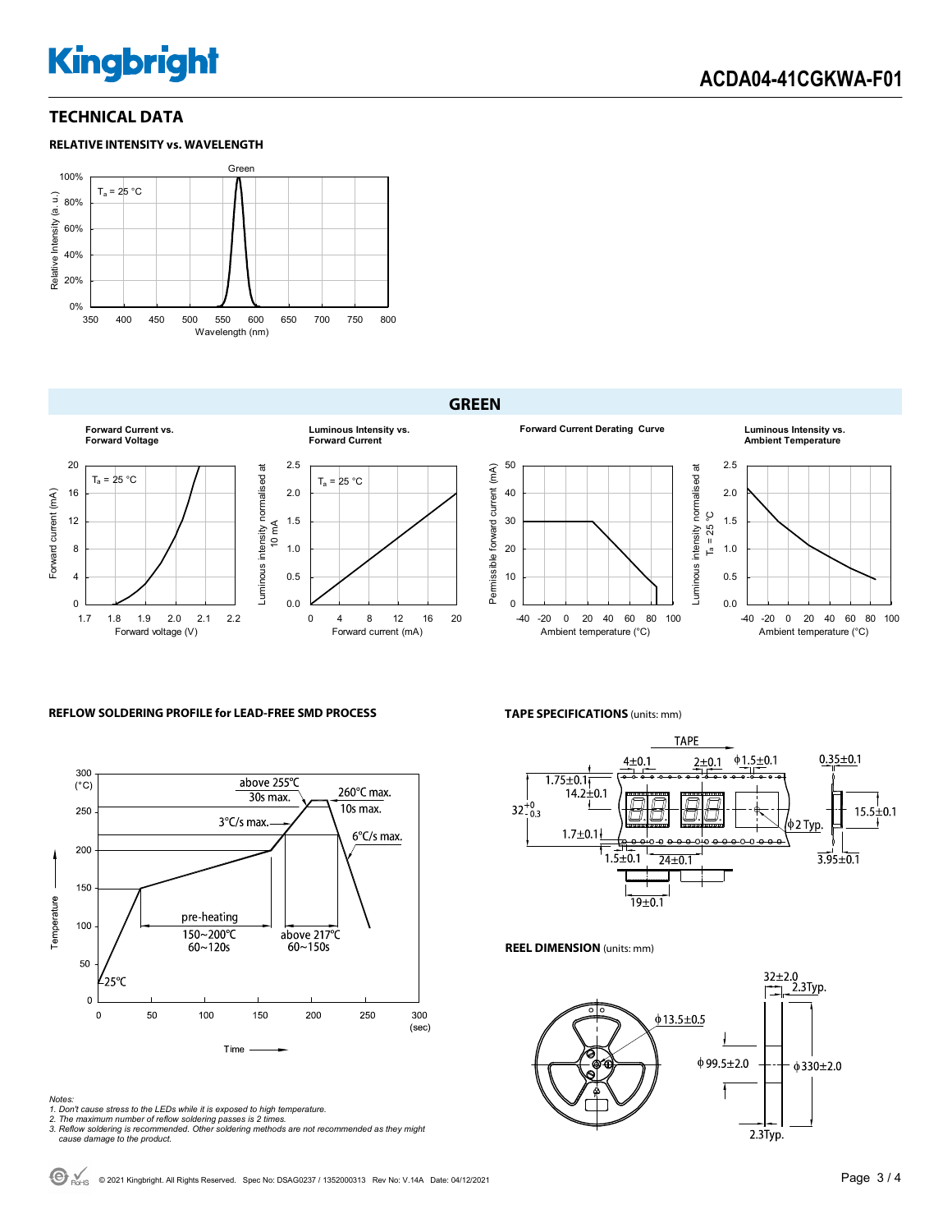## TECHNICAL DATA

### RELATIVE INTENSITY vs. WAVELENGTH

Green

$T_a$ = 25 °C

Relative Intensity (a. u.)

Wavelength (nm)

## GREEN

**Forward Current vs. Forward Voltage**

**Luminous Intensity vs. Forward Current**

**Forward Current Derating Curve**

**Luminous Intensity vs. Ambient Temperature**

### REFLOW SOLDERING PROFILE for LEAD-FREE SMD PROCESS

above 255°C 30s max.

260°C max. 10s max.

3°C/s max.

6°C/s max.

pre-heating 150~200°C 60~120s

above 217°C 60~150s

25°C

Temperature (°C)

Time (sec)

### TAPE SPECIFICATIONS (units: mm)

### REEL DIMENSION (units: mm)

*Notes:*
*1. Don't cause stress to the LEDs while it is exposed to high temperature.*
*2. The maximum number of reflow soldering passes is 2 times.*
*3. Reflow soldering is recommended. Other soldering methods are not recommended as they might cause damage to the product.*

© 2021 Kingbright. All Rights Reserved. Spec No: DSAG0237 / 1352000313 Rev No: V.14A Date: 04/12/2021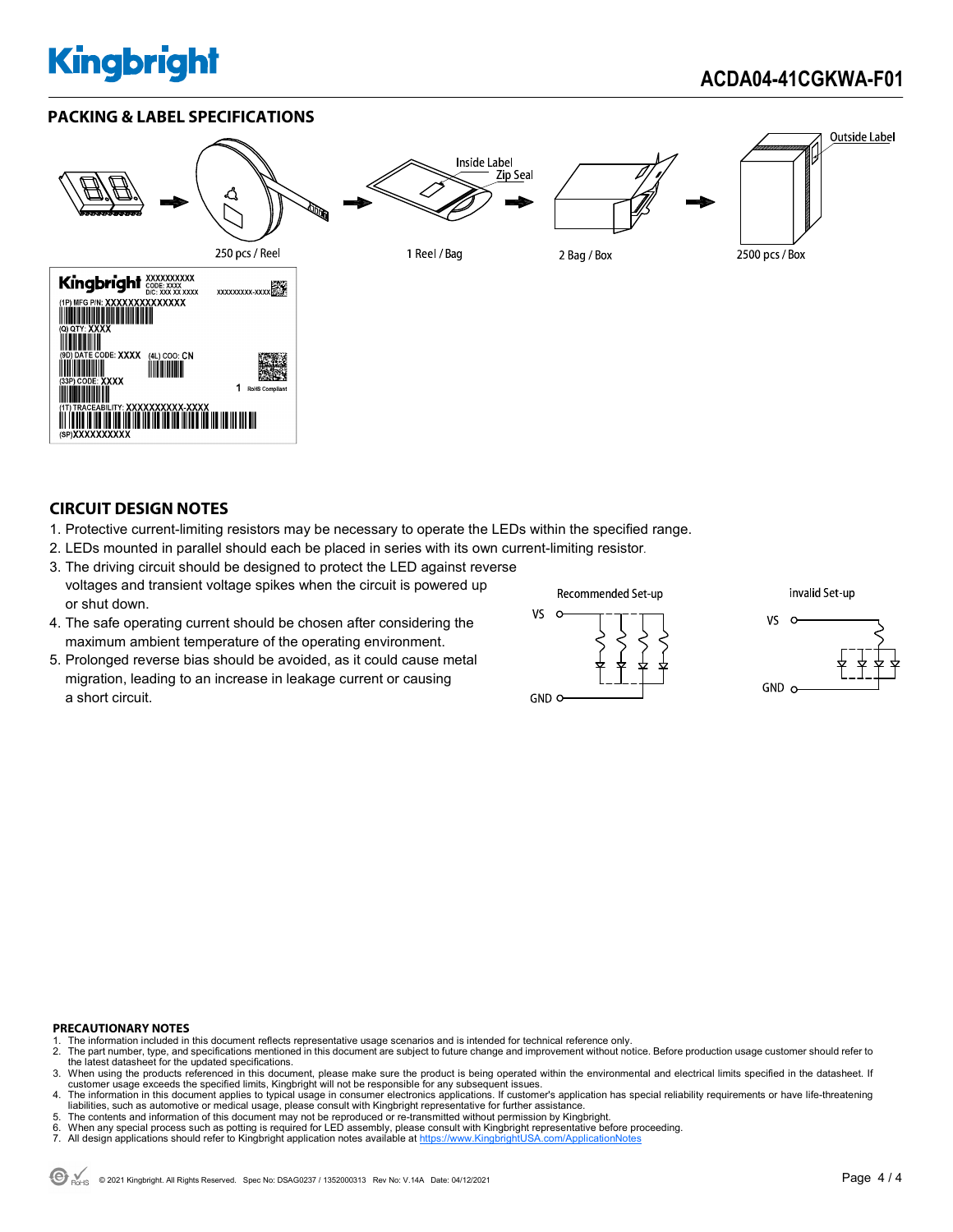## PACKING & LABEL SPECIFICATIONS

250 pcs / Reel

Inside Label

Zip Seal

1 Reel / Bag

2 Bag / Box

Outside Label

2500 pcs / Box

Kingbright XXXXXXXXXX CODE: XXXX D/C: XXX XX XXXX XXXXXXXXX-XXXX

(1P) MFG P/N: XXXXXXXXXXXXXX

(Q) QTY: XXXX

(9D) DATE CODE: XXXX (4L) COO: CN

(33P) CODE: XXXX 1 RoHS Compliant

(1T) TRACEABILITY: XXXXXXXXXX-XXXX

(SP)XXXXXXXXXX

## CIRCUIT DESIGN NOTES

1. Protective current-limiting resistors may be necessary to operate the LEDs within the specified range.
2. LEDs mounted in parallel should each be placed in series with its own current-limiting resistor.
3. The driving circuit should be designed to protect the LED against reverse voltages and transient voltage spikes when the circuit is powered up or shut down.
4. The safe operating current should be chosen after considering the maximum ambient temperature of the operating environment.
5. Prolonged reverse bias should be avoided, as it could cause metal migration, leading to an increase in leakage current or causing a short circuit.

Recommended Set-up

VS

GND

invalid Set-up

VS

GND

### PRECAUTIONARY NOTES

1. The information included in this document reflects representative usage scenarios and is intended for technical reference only.
2. The part number, type, and specifications mentioned in this document are subject to future change and improvement without notice. Before production usage customer should refer to the latest datasheet for the updated specifications.
3. When using the products referenced in this document, please make sure the product is being operated within the environmental and electrical limits specified in the datasheet. If customer usage exceeds the specified limits, Kingbright will not be responsible for any subsequent issues.
4. The information in this document applies to typical usage in consumer electronics applications. If customer's application has special reliability requirements or have life-threatening liabilities, such as automotive or medical usage, please consult with Kingbright representative for further assistance.
5. The contents and information of this document may not be reproduced or re-transmitted without permission by Kingbright.
6. When any special process such as potting is required for LED assembly, please consult with Kingbright representative before proceeding.
7. All design applications should refer to Kingbright application notes available at https://www.KingbrightUSA.com/ApplicationNotes

© 2021 Kingbright. All Rights Reserved. Spec No: DSAG0237 / 1352000313 Rev No: V.14A Date: 04/12/2021